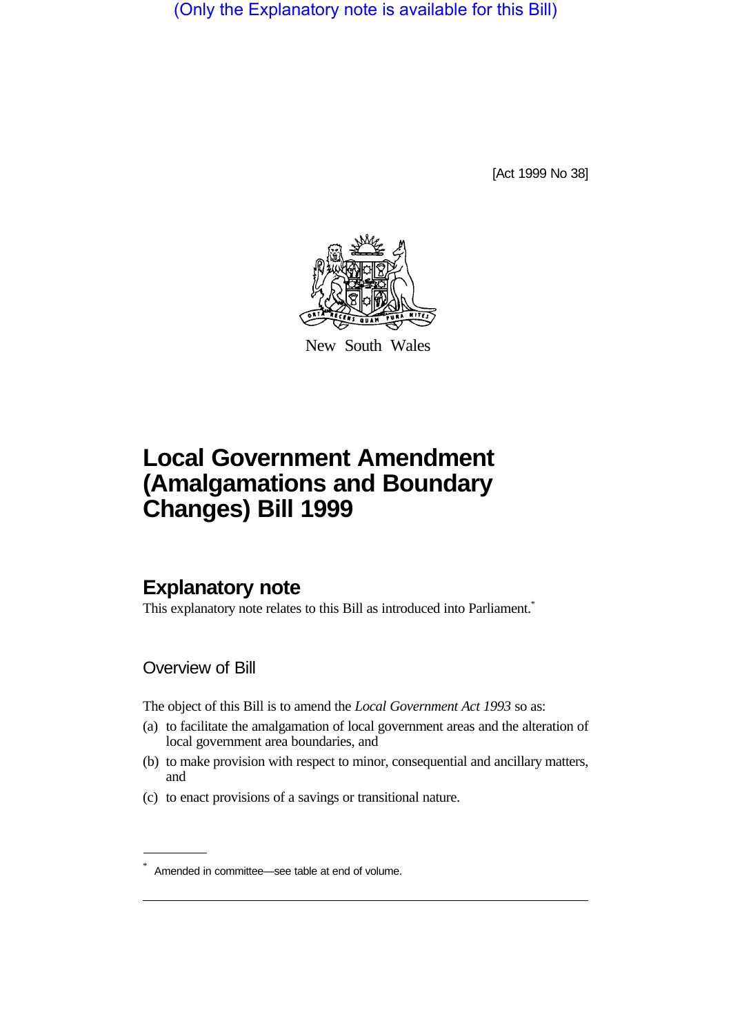(Only the Explanatory note is available for this Bill)

[Act 1999 No 38]

New South Wales

# Local Government Amendment (Amalgamations and Boundary Changes) Bill 1999

## Explanatory note

This explanatory note relates to this Bill as introduced into Parliament.*

### Overview of Bill

The object of this Bill is to amend the *Local Government Act 1993* so as:

(a) to facilitate the amalgamation of local government areas and the alteration of local government area boundaries, and

(b) to make provision with respect to minor, consequential and ancillary matters, and

(c) to enact provisions of a savings or transitional nature.

* Amended in committee—see table at end of volume.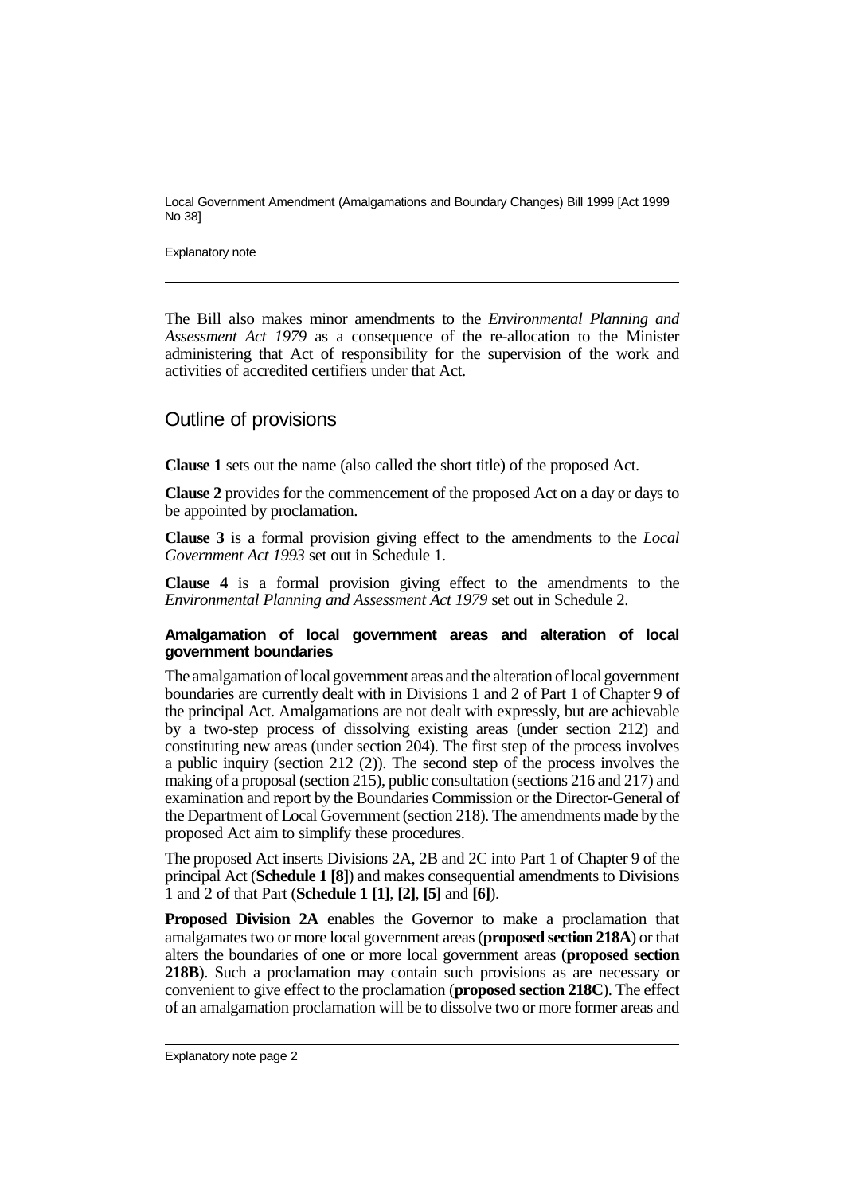The Bill also makes minor amendments to the *Environmental Planning and Assessment Act 1979* as a consequence of the re-allocation to the Minister administering that Act of responsibility for the supervision of the work and activities of accredited certifiers under that Act.

## Outline of provisions

**Clause 1** sets out the name (also called the short title) of the proposed Act.

**Clause 2** provides for the commencement of the proposed Act on a day or days to be appointed by proclamation.

**Clause 3** is a formal provision giving effect to the amendments to the *Local Government Act 1993* set out in Schedule 1.

**Clause 4** is a formal provision giving effect to the amendments to the *Environmental Planning and Assessment Act 1979* set out in Schedule 2.

### Amalgamation of local government areas and alteration of local government boundaries

The amalgamation of local government areas and the alteration of local government boundaries are currently dealt with in Divisions 1 and 2 of Part 1 of Chapter 9 of the principal Act. Amalgamations are not dealt with expressly, but are achievable by a two-step process of dissolving existing areas (under section 212) and constituting new areas (under section 204). The first step of the process involves a public inquiry (section 212 (2)). The second step of the process involves the making of a proposal (section 215), public consultation (sections 216 and 217) and examination and report by the Boundaries Commission or the Director-General of the Department of Local Government (section 218). The amendments made by the proposed Act aim to simplify these procedures.

The proposed Act inserts Divisions 2A, 2B and 2C into Part 1 of Chapter 9 of the principal Act (**Schedule 1 [8]**) and makes consequential amendments to Divisions 1 and 2 of that Part (**Schedule 1 [1]**, **[2]**, **[5]** and **[6]**).

**Proposed Division 2A** enables the Governor to make a proclamation that amalgamates two or more local government areas (**proposed section 218A**) or that alters the boundaries of one or more local government areas (**proposed section 218B**). Such a proclamation may contain such provisions as are necessary or convenient to give effect to the proclamation (**proposed section 218C**). The effect of an amalgamation proclamation will be to dissolve two or more former areas and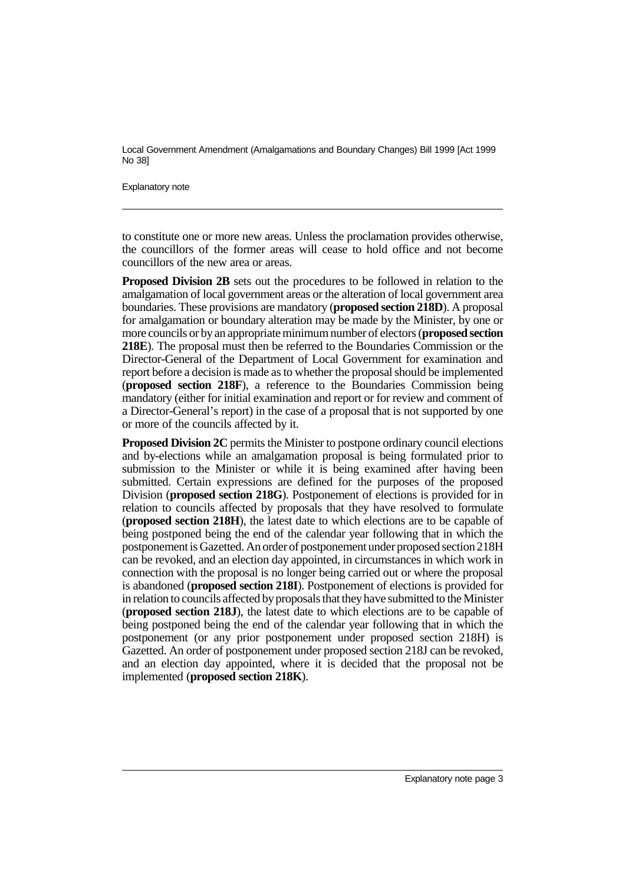to constitute one or more new areas. Unless the proclamation provides otherwise, the councillors of the former areas will cease to hold office and not become councillors of the new area or areas.

**Proposed Division 2B** sets out the procedures to be followed in relation to the amalgamation of local government areas or the alteration of local government area boundaries. These provisions are mandatory (**proposed section 218D**). A proposal for amalgamation or boundary alteration may be made by the Minister, by one or more councils or by an appropriate minimum number of electors (**proposed section 218E**). The proposal must then be referred to the Boundaries Commission or the Director-General of the Department of Local Government for examination and report before a decision is made as to whether the proposal should be implemented (**proposed section 218F**), a reference to the Boundaries Commission being mandatory (either for initial examination and report or for review and comment of a Director-General's report) in the case of a proposal that is not supported by one or more of the councils affected by it.

**Proposed Division 2C** permits the Minister to postpone ordinary council elections and by-elections while an amalgamation proposal is being formulated prior to submission to the Minister or while it is being examined after having been submitted. Certain expressions are defined for the purposes of the proposed Division (**proposed section 218G**). Postponement of elections is provided for in relation to councils affected by proposals that they have resolved to formulate (**proposed section 218H**), the latest date to which elections are to be capable of being postponed being the end of the calendar year following that in which the postponement is Gazetted. An order of postponement under proposed section 218H can be revoked, and an election day appointed, in circumstances in which work in connection with the proposal is no longer being carried out or where the proposal is abandoned (**proposed section 218I**). Postponement of elections is provided for in relation to councils affected by proposals that they have submitted to the Minister (**proposed section 218J**), the latest date to which elections are to be capable of being postponed being the end of the calendar year following that in which the postponement (or any prior postponement under proposed section 218H) is Gazetted. An order of postponement under proposed section 218J can be revoked, and an election day appointed, where it is decided that the proposal not be implemented (**proposed section 218K**).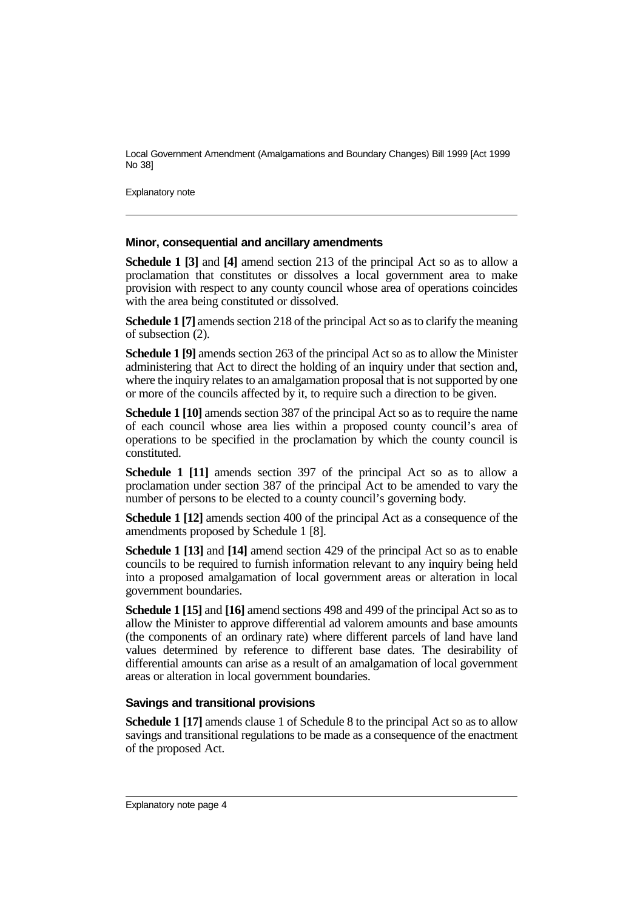### Minor, consequential and ancillary amendments

**Schedule 1 [3]** and **[4]** amend section 213 of the principal Act so as to allow a proclamation that constitutes or dissolves a local government area to make provision with respect to any county council whose area of operations coincides with the area being constituted or dissolved.

**Schedule 1 [7]** amends section 218 of the principal Act so as to clarify the meaning of subsection (2).

**Schedule 1 [9]** amends section 263 of the principal Act so as to allow the Minister administering that Act to direct the holding of an inquiry under that section and, where the inquiry relates to an amalgamation proposal that is not supported by one or more of the councils affected by it, to require such a direction to be given.

**Schedule 1 [10]** amends section 387 of the principal Act so as to require the name of each council whose area lies within a proposed county council's area of operations to be specified in the proclamation by which the county council is constituted.

**Schedule 1 [11]** amends section 397 of the principal Act so as to allow a proclamation under section 387 of the principal Act to be amended to vary the number of persons to be elected to a county council's governing body.

**Schedule 1 [12]** amends section 400 of the principal Act as a consequence of the amendments proposed by Schedule 1 [8].

**Schedule 1 [13]** and **[14]** amend section 429 of the principal Act so as to enable councils to be required to furnish information relevant to any inquiry being held into a proposed amalgamation of local government areas or alteration in local government boundaries.

**Schedule 1 [15]** and **[16]** amend sections 498 and 499 of the principal Act so as to allow the Minister to approve differential ad valorem amounts and base amounts (the components of an ordinary rate) where different parcels of land have land values determined by reference to different base dates. The desirability of differential amounts can arise as a result of an amalgamation of local government areas or alteration in local government boundaries.

### Savings and transitional provisions

**Schedule 1 [17]** amends clause 1 of Schedule 8 to the principal Act so as to allow savings and transitional regulations to be made as a consequence of the enactment of the proposed Act.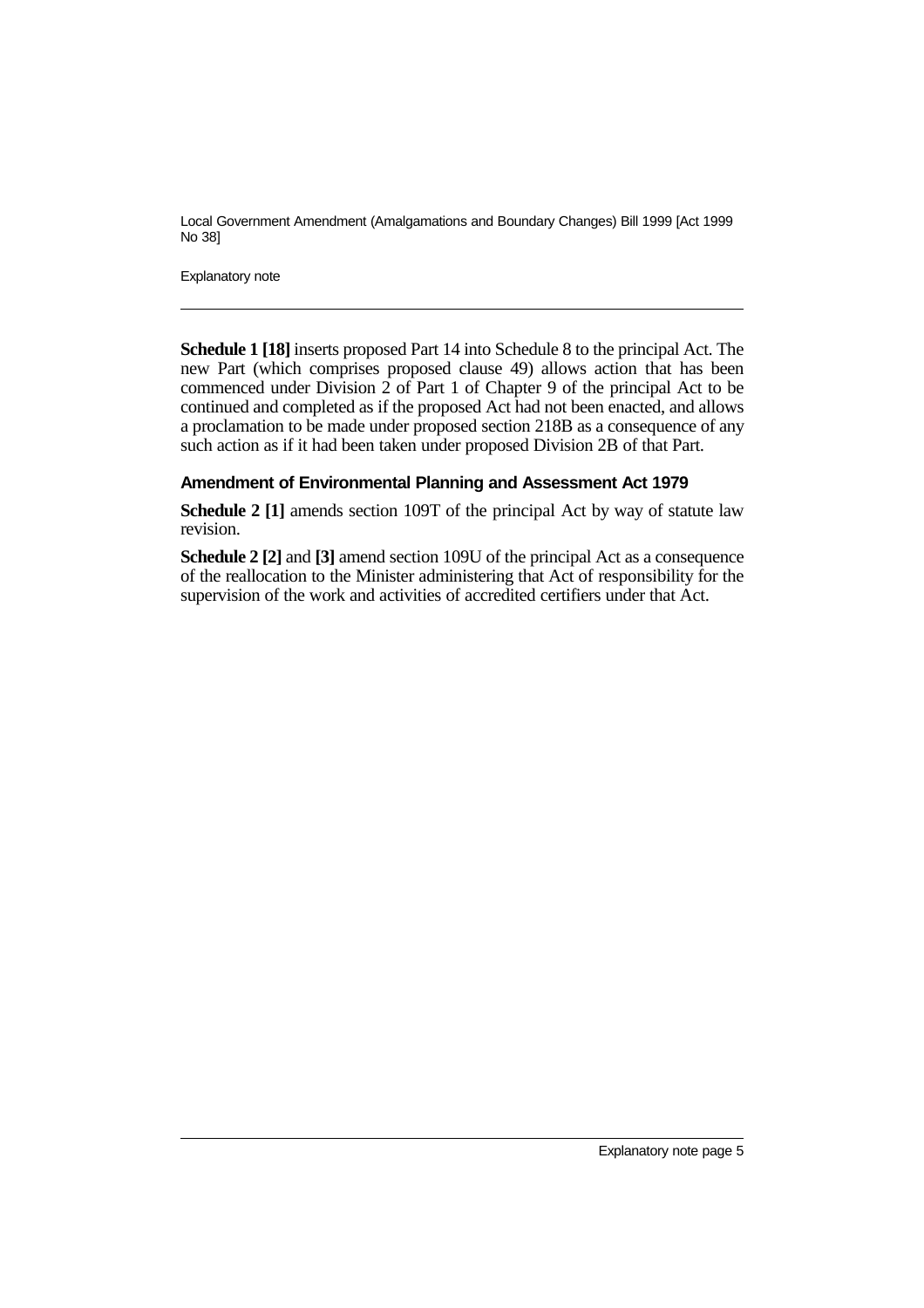**Schedule 1 [18]** inserts proposed Part 14 into Schedule 8 to the principal Act. The new Part (which comprises proposed clause 49) allows action that has been commenced under Division 2 of Part 1 of Chapter 9 of the principal Act to be continued and completed as if the proposed Act had not been enacted, and allows a proclamation to be made under proposed section 218B as a consequence of any such action as if it had been taken under proposed Division 2B of that Part.

### Amendment of Environmental Planning and Assessment Act 1979

**Schedule 2 [1]** amends section 109T of the principal Act by way of statute law revision.

**Schedule 2 [2]** and **[3]** amend section 109U of the principal Act as a consequence of the reallocation to the Minister administering that Act of responsibility for the supervision of the work and activities of accredited certifiers under that Act.